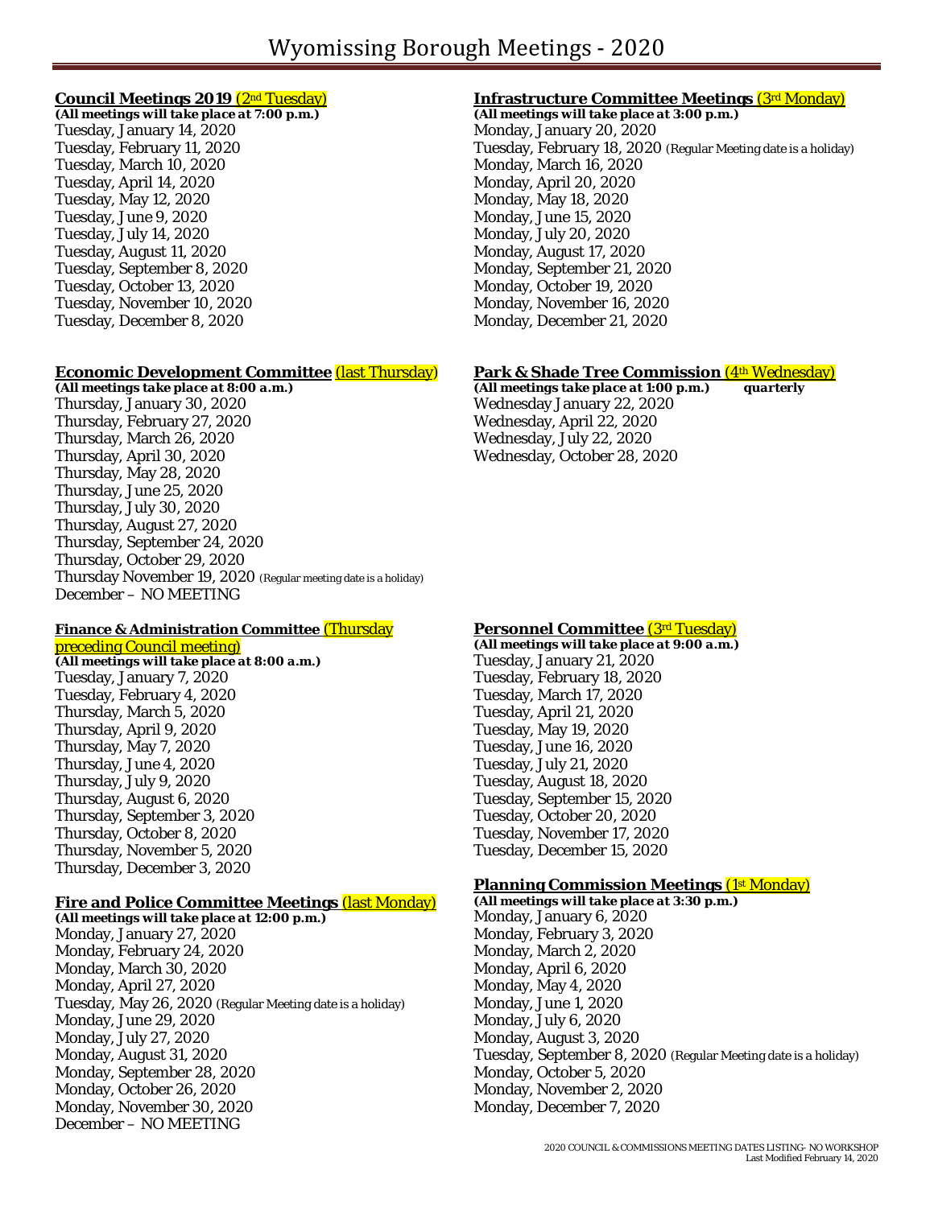# Wyomissing Borough Meetings - 2020

## Council Meetings 2019 (2nd Tuesday)

***(All meetings will take place at 7:00 p.m.)***

Tuesday, January 14, 2020
Tuesday, February 11, 2020
Tuesday, March 10, 2020
Tuesday, April 14, 2020
Tuesday, May 12, 2020
Tuesday, June 9, 2020
Tuesday, July 14, 2020
Tuesday, August 11, 2020
Tuesday, September 8, 2020
Tuesday, October 13, 2020
Tuesday, November 10, 2020
Tuesday, December 8, 2020

## Economic Development Committee (last Thursday)

***(All meetings take place at 8:00 a.m.)***

Thursday, January 30, 2020
Thursday, February 27, 2020
Thursday, March 26, 2020
Thursday, April 30, 2020
Thursday, May 28, 2020
Thursday, June 25, 2020
Thursday, July 30, 2020
Thursday, August 27, 2020
Thursday, September 24, 2020
Thursday, October 29, 2020
Thursday November 19, 2020 (Regular meeting date is a holiday)
December – NO MEETING

## Finance & Administration Committee (Thursday preceding Council meeting)

***(All meetings will take place at 8:00 a.m.)***

Tuesday, January 7, 2020
Tuesday, February 4, 2020
Thursday, March 5, 2020
Thursday, April 9, 2020
Thursday, May 7, 2020
Thursday, June 4, 2020
Thursday, July 9, 2020
Thursday, August 6, 2020
Thursday, September 3, 2020
Thursday, October 8, 2020
Thursday, November 5, 2020
Thursday, December 3, 2020

## Fire and Police Committee Meetings (last Monday)

***(All meetings will take place at 12:00 p.m.)***

Monday, January 27, 2020
Monday, February 24, 2020
Monday, March 30, 2020
Monday, April 27, 2020
Tuesday, May 26, 2020 (Regular Meeting date is a holiday)
Monday, June 29, 2020
Monday, July 27, 2020
Monday, August 31, 2020
Monday, September 28, 2020
Monday, October 26, 2020
Monday, November 30, 2020
December – NO MEETING

## Infrastructure Committee Meetings (3rd Monday)

***(All meetings will take place at 3:00 p.m.)***

Monday, January 20, 2020
Tuesday, February 18, 2020 (Regular Meeting date is a holiday)
Monday, March 16, 2020
Monday, April 20, 2020
Monday, May 18, 2020
Monday, June 15, 2020
Monday, July 20, 2020
Monday, August 17, 2020
Monday, September 21, 2020
Monday, October 19, 2020
Monday, November 16, 2020
Monday, December 21, 2020

## Park & Shade Tree Commission (4th Wednesday)

***(All meetings take place at 1:00 p.m.)*** ***quarterly***

Wednesday January 22, 2020
Wednesday, April 22, 2020
Wednesday, July 22, 2020
Wednesday, October 28, 2020

## Personnel Committee (3rd Tuesday)

***(All meetings will take place at 9:00 a.m.)***

Tuesday, January 21, 2020
Tuesday, February 18, 2020
Tuesday, March 17, 2020
Tuesday, April 21, 2020
Tuesday, May 19, 2020
Tuesday, June 16, 2020
Tuesday, July 21, 2020
Tuesday, August 18, 2020
Tuesday, September 15, 2020
Tuesday, October 20, 2020
Tuesday, November 17, 2020
Tuesday, December 15, 2020

## Planning Commission Meetings (1st Monday)

***(All meetings will take place at 3:30 p.m.)***

Monday, January 6, 2020
Monday, February 3, 2020
Monday, March 2, 2020
Monday, April 6, 2020
Monday, May 4, 2020
Monday, June 1, 2020
Monday, July 6, 2020
Monday, August 3, 2020
Tuesday, September 8, 2020 (Regular Meeting date is a holiday)
Monday, October 5, 2020
Monday, November 2, 2020
Monday, December 7, 2020

2020 COUNCIL & COMMISSIONS MEETING DATES LISTING- NO WORKSHOP
Last Modified February 14, 2020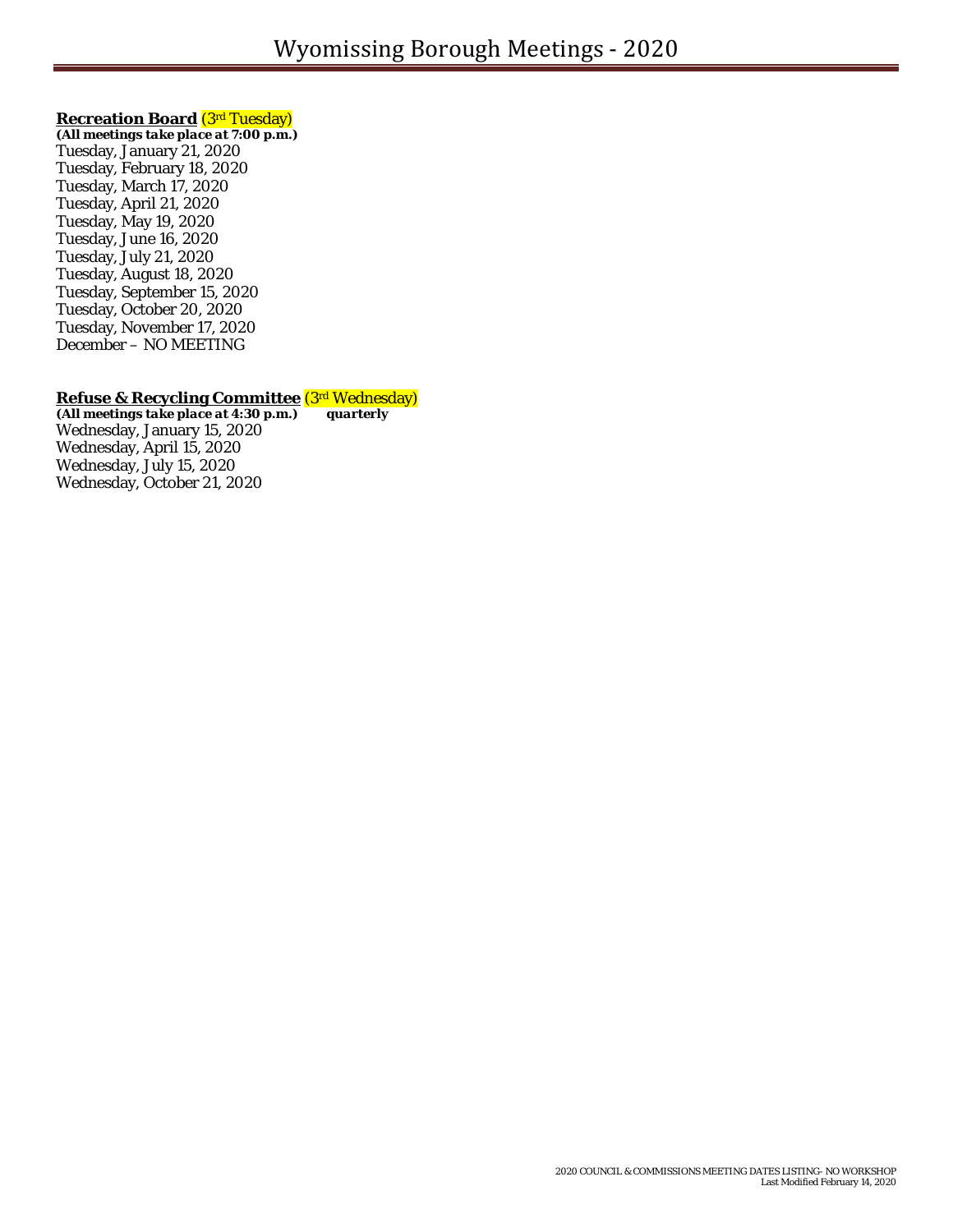**Recreation Board** (3rd Tuesday)
***(All meetings take place at 7:00 p.m.)***

Tuesday, January 21, 2020
Tuesday, February 18, 2020
Tuesday, March 17, 2020
Tuesday, April 21, 2020
Tuesday, May 19, 2020
Tuesday, June 16, 2020
Tuesday, July 21, 2020
Tuesday, August 18, 2020
Tuesday, September 15, 2020
Tuesday, October 20, 2020
Tuesday, November 17, 2020
December – NO MEETING

**Refuse & Recycling Committee** (3rd Wednesday)
***(All meetings take place at 4:30 p.m.)*** ***quarterly***

Wednesday, January 15, 2020
Wednesday, April 15, 2020
Wednesday, July 15, 2020
Wednesday, October 21, 2020